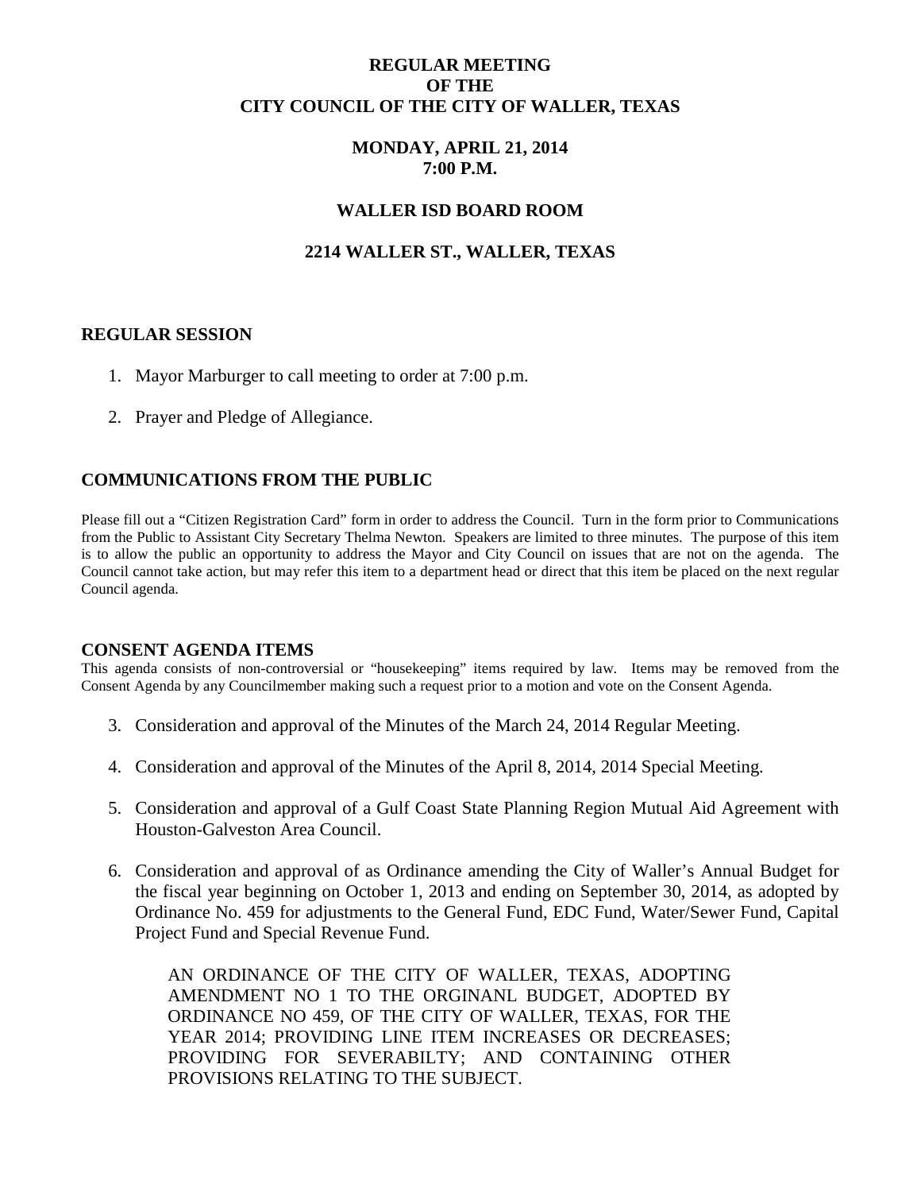**REGULAR MEETING**
**OF THE**
**CITY COUNCIL OF THE CITY OF WALLER, TEXAS**

**MONDAY, APRIL 21, 2014**
**7:00 P.M.**

**WALLER ISD BOARD ROOM**

**2214 WALLER ST., WALLER, TEXAS**

## REGULAR SESSION

1. Mayor Marburger to call meeting to order at 7:00 p.m.

2. Prayer and Pledge of Allegiance.

## COMMUNICATIONS FROM THE PUBLIC

Please fill out a "Citizen Registration Card" form in order to address the Council. Turn in the form prior to Communications from the Public to Assistant City Secretary Thelma Newton. Speakers are limited to three minutes. The purpose of this item is to allow the public an opportunity to address the Mayor and City Council on issues that are not on the agenda. The Council cannot take action, but may refer this item to a department head or direct that this item be placed on the next regular Council agenda.

## CONSENT AGENDA ITEMS

This agenda consists of non-controversial or "housekeeping" items required by law. Items may be removed from the Consent Agenda by any Councilmember making such a request prior to a motion and vote on the Consent Agenda.

3. Consideration and approval of the Minutes of the March 24, 2014 Regular Meeting.

4. Consideration and approval of the Minutes of the April 8, 2014, 2014 Special Meeting.

5. Consideration and approval of a Gulf Coast State Planning Region Mutual Aid Agreement with Houston-Galveston Area Council.

6. Consideration and approval of as Ordinance amending the City of Waller's Annual Budget for the fiscal year beginning on October 1, 2013 and ending on September 30, 2014, as adopted by Ordinance No. 459 for adjustments to the General Fund, EDC Fund, Water/Sewer Fund, Capital Project Fund and Special Revenue Fund.

   AN ORDINANCE OF THE CITY OF WALLER, TEXAS, ADOPTING AMENDMENT NO 1 TO THE ORGINANL BUDGET, ADOPTED BY ORDINANCE NO 459, OF THE CITY OF WALLER, TEXAS, FOR THE YEAR 2014; PROVIDING LINE ITEM INCREASES OR DECREASES; PROVIDING FOR SEVERABILTY; AND CONTAINING OTHER PROVISIONS RELATING TO THE SUBJECT.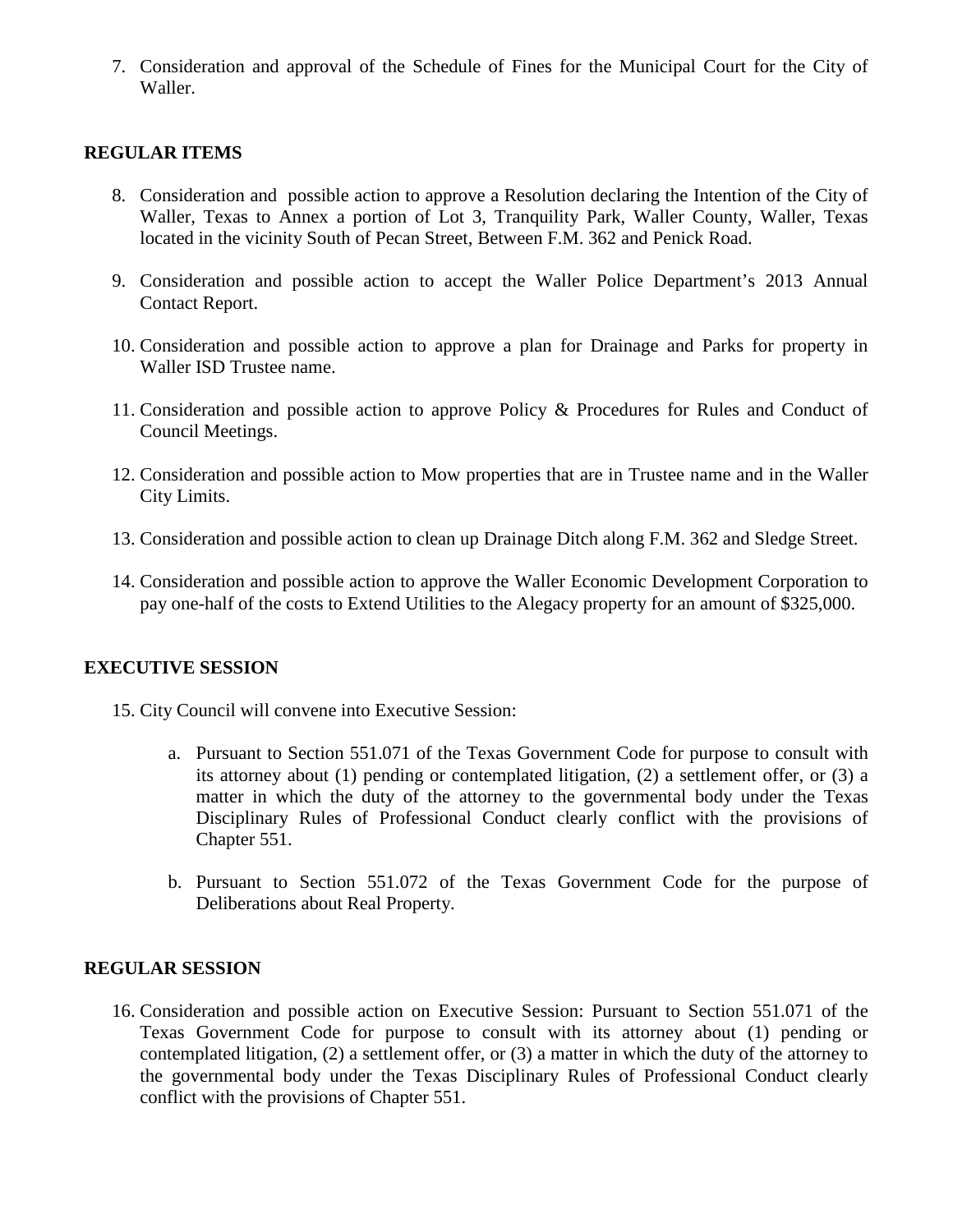7. Consideration and approval of the Schedule of Fines for the Municipal Court for the City of Waller.

**REGULAR ITEMS**

8. Consideration and possible action to approve a Resolution declaring the Intention of the City of Waller, Texas to Annex a portion of Lot 3, Tranquility Park, Waller County, Waller, Texas located in the vicinity South of Pecan Street, Between F.M. 362 and Penick Road.

9. Consideration and possible action to accept the Waller Police Department's 2013 Annual Contact Report.

10. Consideration and possible action to approve a plan for Drainage and Parks for property in Waller ISD Trustee name.

11. Consideration and possible action to approve Policy & Procedures for Rules and Conduct of Council Meetings.

12. Consideration and possible action to Mow properties that are in Trustee name and in the Waller City Limits.

13. Consideration and possible action to clean up Drainage Ditch along F.M. 362 and Sledge Street.

14. Consideration and possible action to approve the Waller Economic Development Corporation to pay one-half of the costs to Extend Utilities to the Alegacy property for an amount of $325,000.

**EXECUTIVE SESSION**

15. City Council will convene into Executive Session:

    a. Pursuant to Section 551.071 of the Texas Government Code for purpose to consult with its attorney about (1) pending or contemplated litigation, (2) a settlement offer, or (3) a matter in which the duty of the attorney to the governmental body under the Texas Disciplinary Rules of Professional Conduct clearly conflict with the provisions of Chapter 551.

    b. Pursuant to Section 551.072 of the Texas Government Code for the purpose of Deliberations about Real Property.

**REGULAR SESSION**

16. Consideration and possible action on Executive Session: Pursuant to Section 551.071 of the Texas Government Code for purpose to consult with its attorney about (1) pending or contemplated litigation, (2) a settlement offer, or (3) a matter in which the duty of the attorney to the governmental body under the Texas Disciplinary Rules of Professional Conduct clearly conflict with the provisions of Chapter 551.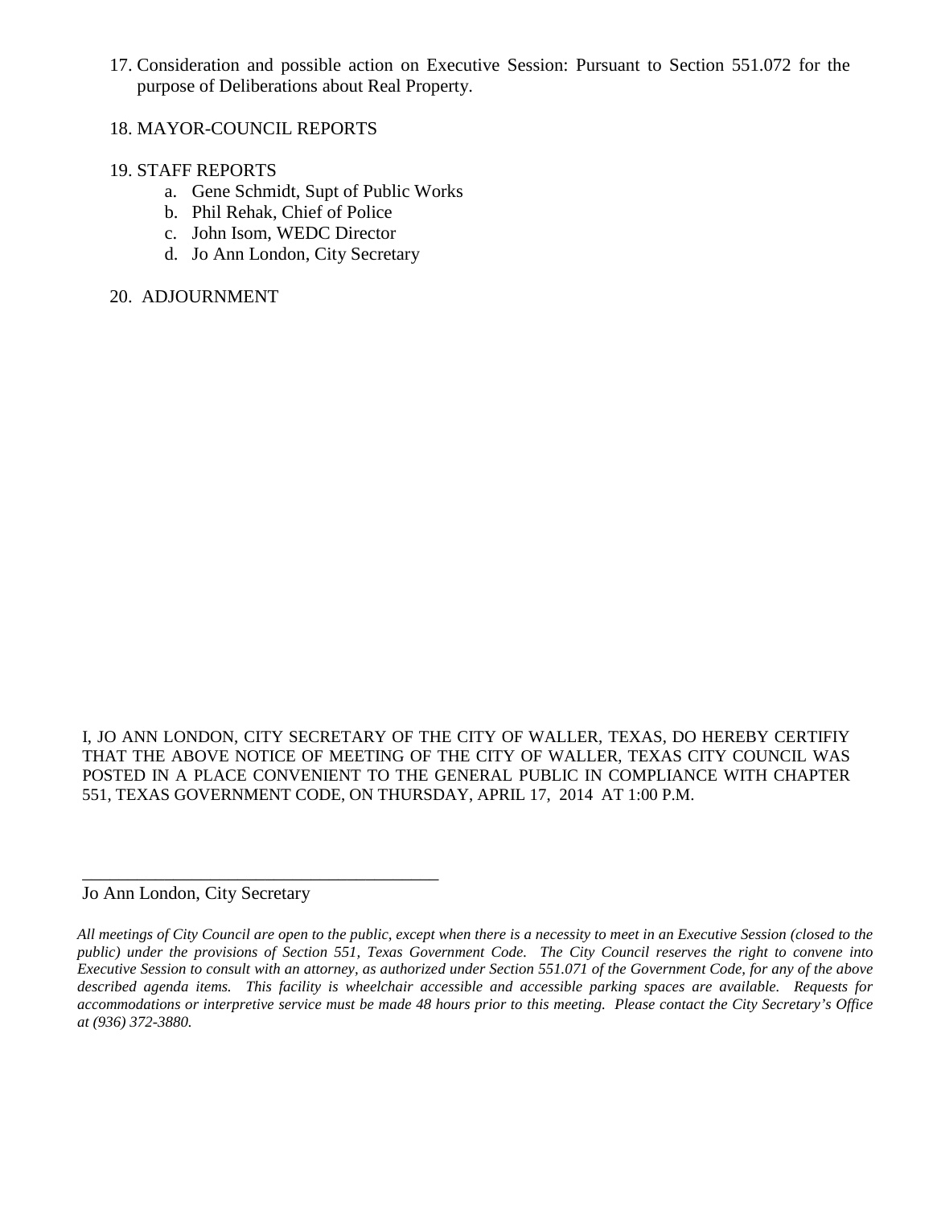17. Consideration and possible action on Executive Session: Pursuant to Section 551.072 for the purpose of Deliberations about Real Property.

18. MAYOR-COUNCIL REPORTS

19. STAFF REPORTS
    a. Gene Schmidt, Supt of Public Works
    b. Phil Rehak, Chief of Police
    c. John Isom, WEDC Director
    d. Jo Ann London, City Secretary

20. ADJOURNMENT

I, JO ANN LONDON, CITY SECRETARY OF THE CITY OF WALLER, TEXAS, DO HEREBY CERTIFIY THAT THE ABOVE NOTICE OF MEETING OF THE CITY OF WALLER, TEXAS CITY COUNCIL WAS POSTED IN A PLACE CONVENIENT TO THE GENERAL PUBLIC IN COMPLIANCE WITH CHAPTER 551, TEXAS GOVERNMENT CODE, ON THURSDAY, APRIL 17, 2014 AT 1:00 P.M.

\_\_\_\_\_\_\_\_\_\_\_\_\_\_\_\_\_\_\_\_\_\_\_\_\_\_\_\_\_\_\_\_\_\_\_\_\_\_\_\_

Jo Ann London, City Secretary

*All meetings of City Council are open to the public, except when there is a necessity to meet in an Executive Session (closed to the public) under the provisions of Section 551, Texas Government Code. The City Council reserves the right to convene into Executive Session to consult with an attorney, as authorized under Section 551.071 of the Government Code, for any of the above described agenda items. This facility is wheelchair accessible and accessible parking spaces are available. Requests for accommodations or interpretive service must be made 48 hours prior to this meeting. Please contact the City Secretary's Office at (936) 372-3880.*